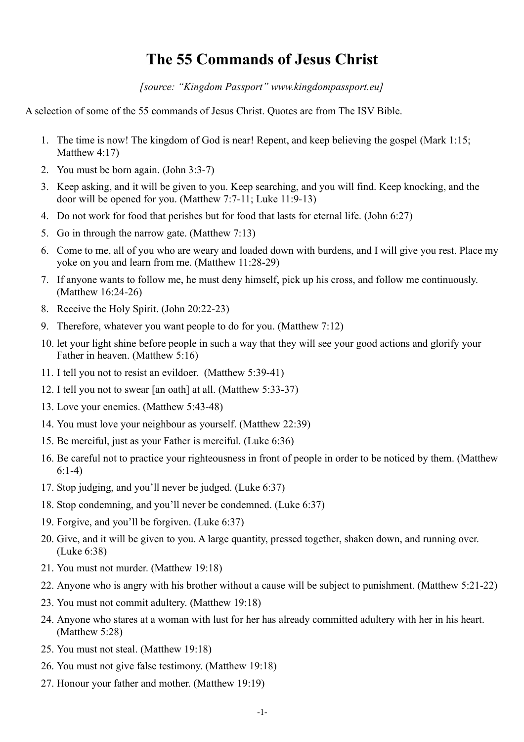# The 55 Commands of Jesus Christ

*[source: "Kingdom Passport" www.kingdompassport.eu]*

A selection of some of the 55 commands of Jesus Christ. Quotes are from The ISV Bible.

1. The time is now! The kingdom of God is near! Repent, and keep believing the gospel (Mark 1:15; Matthew 4:17)
2. You must be born again. (John 3:3-7)
3. Keep asking, and it will be given to you. Keep searching, and you will find. Keep knocking, and the door will be opened for you. (Matthew 7:7-11; Luke 11:9-13)
4. Do not work for food that perishes but for food that lasts for eternal life. (John 6:27)
5. Go in through the narrow gate. (Matthew 7:13)
6. Come to me, all of you who are weary and loaded down with burdens, and I will give you rest. Place my yoke on you and learn from me. (Matthew 11:28-29)
7. If anyone wants to follow me, he must deny himself, pick up his cross, and follow me continuously. (Matthew 16:24-26)
8. Receive the Holy Spirit. (John 20:22-23)
9. Therefore, whatever you want people to do for you. (Matthew 7:12)
10. let your light shine before people in such a way that they will see your good actions and glorify your Father in heaven. (Matthew 5:16)
11. I tell you not to resist an evildoer. (Matthew 5:39-41)
12. I tell you not to swear [an oath] at all. (Matthew 5:33-37)
13. Love your enemies. (Matthew 5:43-48)
14. You must love your neighbour as yourself. (Matthew 22:39)
15. Be merciful, just as your Father is merciful. (Luke 6:36)
16. Be careful not to practice your righteousness in front of people in order to be noticed by them. (Matthew 6:1-4)
17. Stop judging, and you'll never be judged. (Luke 6:37)
18. Stop condemning, and you'll never be condemned. (Luke 6:37)
19. Forgive, and you'll be forgiven. (Luke 6:37)
20. Give, and it will be given to you. A large quantity, pressed together, shaken down, and running over. (Luke 6:38)
21. You must not murder. (Matthew 19:18)
22. Anyone who is angry with his brother without a cause will be subject to punishment. (Matthew 5:21-22)
23. You must not commit adultery. (Matthew 19:18)
24. Anyone who stares at a woman with lust for her has already committed adultery with her in his heart. (Matthew 5:28)
25. You must not steal. (Matthew 19:18)
26. You must not give false testimony. (Matthew 19:18)
27. Honour your father and mother. (Matthew 19:19)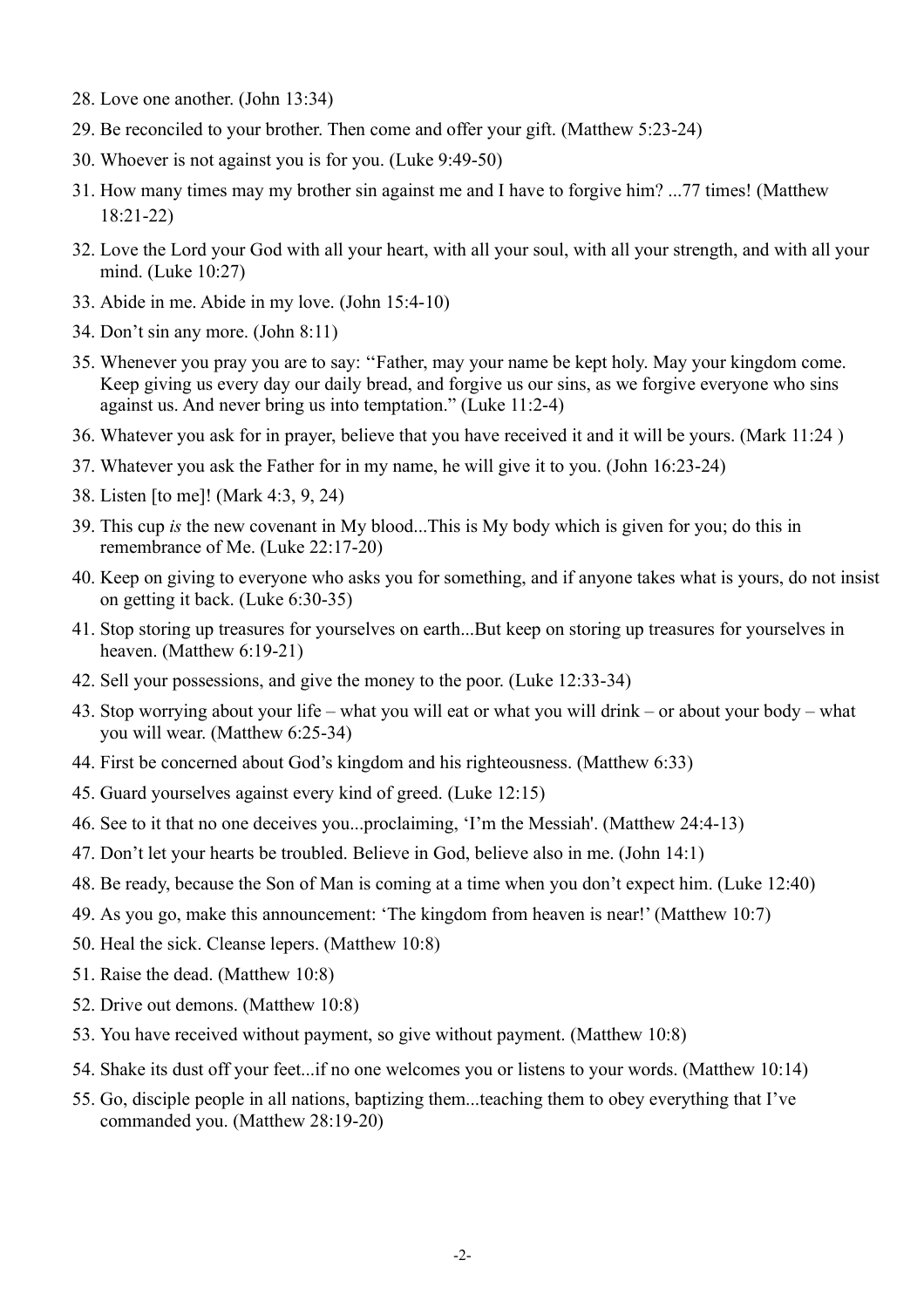28. Love one another. (John 13:34)
29. Be reconciled to your brother. Then come and offer your gift. (Matthew 5:23-24)
30. Whoever is not against you is for you. (Luke 9:49-50)
31. How many times may my brother sin against me and I have to forgive him? ...77 times! (Matthew 18:21-22)
32. Love the Lord your God with all your heart, with all your soul, with all your strength, and with all your mind. (Luke 10:27)
33. Abide in me. Abide in my love. (John 15:4-10)
34. Don't sin any more. (John 8:11)
35. Whenever you pray you are to say: "Father, may your name be kept holy. May your kingdom come. Keep giving us every day our daily bread, and forgive us our sins, as we forgive everyone who sins against us. And never bring us into temptation." (Luke 11:2-4)
36. Whatever you ask for in prayer, believe that you have received it and it will be yours. (Mark 11:24 )
37. Whatever you ask the Father for in my name, he will give it to you. (John 16:23-24)
38. Listen [to me]! (Mark 4:3, 9, 24)
39. This cup *is* the new covenant in My blood...This is My body which is given for you; do this in remembrance of Me. (Luke 22:17-20)
40. Keep on giving to everyone who asks you for something, and if anyone takes what is yours, do not insist on getting it back. (Luke 6:30-35)
41. Stop storing up treasures for yourselves on earth...But keep on storing up treasures for yourselves in heaven. (Matthew 6:19-21)
42. Sell your possessions, and give the money to the poor. (Luke 12:33-34)
43. Stop worrying about your life – what you will eat or what you will drink – or about your body – what you will wear. (Matthew 6:25-34)
44. First be concerned about God's kingdom and his righteousness. (Matthew 6:33)
45. Guard yourselves against every kind of greed. (Luke 12:15)
46. See to it that no one deceives you...proclaiming, 'I'm the Messiah'. (Matthew 24:4-13)
47. Don't let your hearts be troubled. Believe in God, believe also in me. (John 14:1)
48. Be ready, because the Son of Man is coming at a time when you don't expect him. (Luke 12:40)
49. As you go, make this announcement: 'The kingdom from heaven is near!' (Matthew 10:7)
50. Heal the sick. Cleanse lepers. (Matthew 10:8)
51. Raise the dead. (Matthew 10:8)
52. Drive out demons. (Matthew 10:8)
53. You have received without payment, so give without payment. (Matthew 10:8)
54. Shake its dust off your feet...if no one welcomes you or listens to your words. (Matthew 10:14)
55. Go, disciple people in all nations, baptizing them...teaching them to obey everything that I've commanded you. (Matthew 28:19-20)